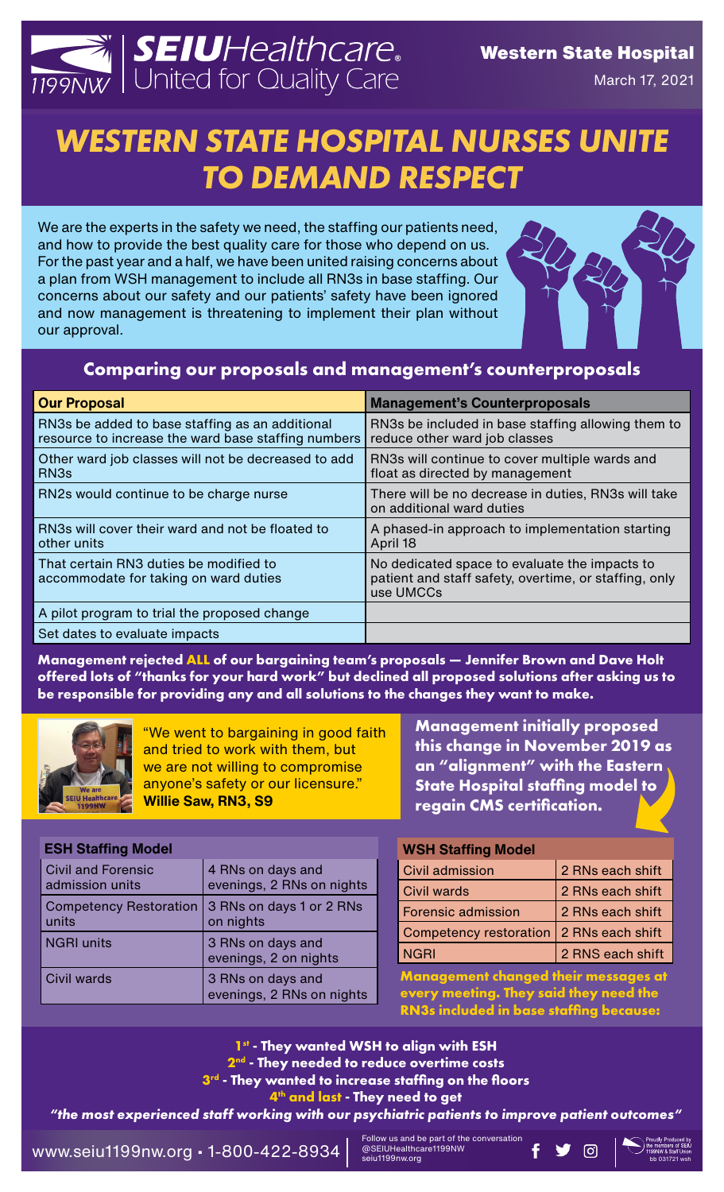SEIU Healthcare 1199NW | United for Quality Care

**Western State Hospital**

March 17, 2021

# WESTERN STATE HOSPITAL NURSES UNITE TO DEMAND RESPECT

We are the experts in the safety we need, the staffing our patients need, and how to provide the best quality care for those who depend on us. For the past year and a half, we have been united raising concerns about a plan from WSH management to include all RN3s in base staffing. Our concerns about our safety and our patients' safety have been ignored and now management is threatening to implement their plan without our approval.

## Comparing our proposals and management's counterproposals

| Our Proposal | Management's Counterproposals |
|---|---|
| RN3s be added to base staffing as an additional resource to increase the ward base staffing numbers | RN3s be included in base staffing allowing them to reduce other ward job classes |
| Other ward job classes will not be decreased to add RN3s | RN3s will continue to cover multiple wards and float as directed by management |
| RN2s would continue to be charge nurse | There will be no decrease in duties, RN3s will take on additional ward duties |
| RN3s will cover their ward and not be floated to other units | A phased-in approach to implementation starting April 18 |
| That certain RN3 duties be modified to accommodate for taking on ward duties | No dedicated space to evaluate the impacts to patient and staff safety, overtime, or staffing, only use UMCCs |
| A pilot program to trial the proposed change | |
| Set dates to evaluate impacts | |

**Management rejected ALL of our bargaining team's proposals — Jennifer Brown and Dave Holt offered lots of "thanks for your hard work" but declined all proposed solutions after asking us to be responsible for providing any and all solutions to the changes they want to make.**

"We went to bargaining in good faith and tried to work with them, but we are not willing to compromise anyone's safety or our licensure." **Willie Saw, RN3, S9**

**Management initially proposed this change in November 2019 as an "alignment" with the Eastern State Hospital staffing model to regain CMS certification.**

| ESH Staffing Model | |
|---|---|
| Civil and Forensic admission units | 4 RNs on days and evenings, 2 RNs on nights |
| Competency Restoration units | 3 RNs on days 1 or 2 RNs on nights |
| NGRI units | 3 RNs on days and evenings, 2 on nights |
| Civil wards | 3 RNs on days and evenings, 2 RNs on nights |

| WSH Staffing Model | |
|---|---|
| Civil admission | 2 RNs each shift |
| Civil wards | 2 RNs each shift |
| Forensic admission | 2 RNs each shift |
| Competency restoration | 2 RNs each shift |
| NGRI | 2 RNS each shift |

**Management changed their messages at every meeting. They said they need the RN3s included in base staffing because:**

**1st - They wanted WSH to align with ESH**
**2nd - They needed to reduce overtime costs**
**3rd - They wanted to increase staffing on the floors**
**4th and last - They need to get**
***"the most experienced staff working with our psychiatric patients to improve patient outcomes"***

www.seiu1199nw.org • 1-800-422-8934 | Follow us and be part of the conversation @SEIUHealthcare1199NW seiu1199nw.org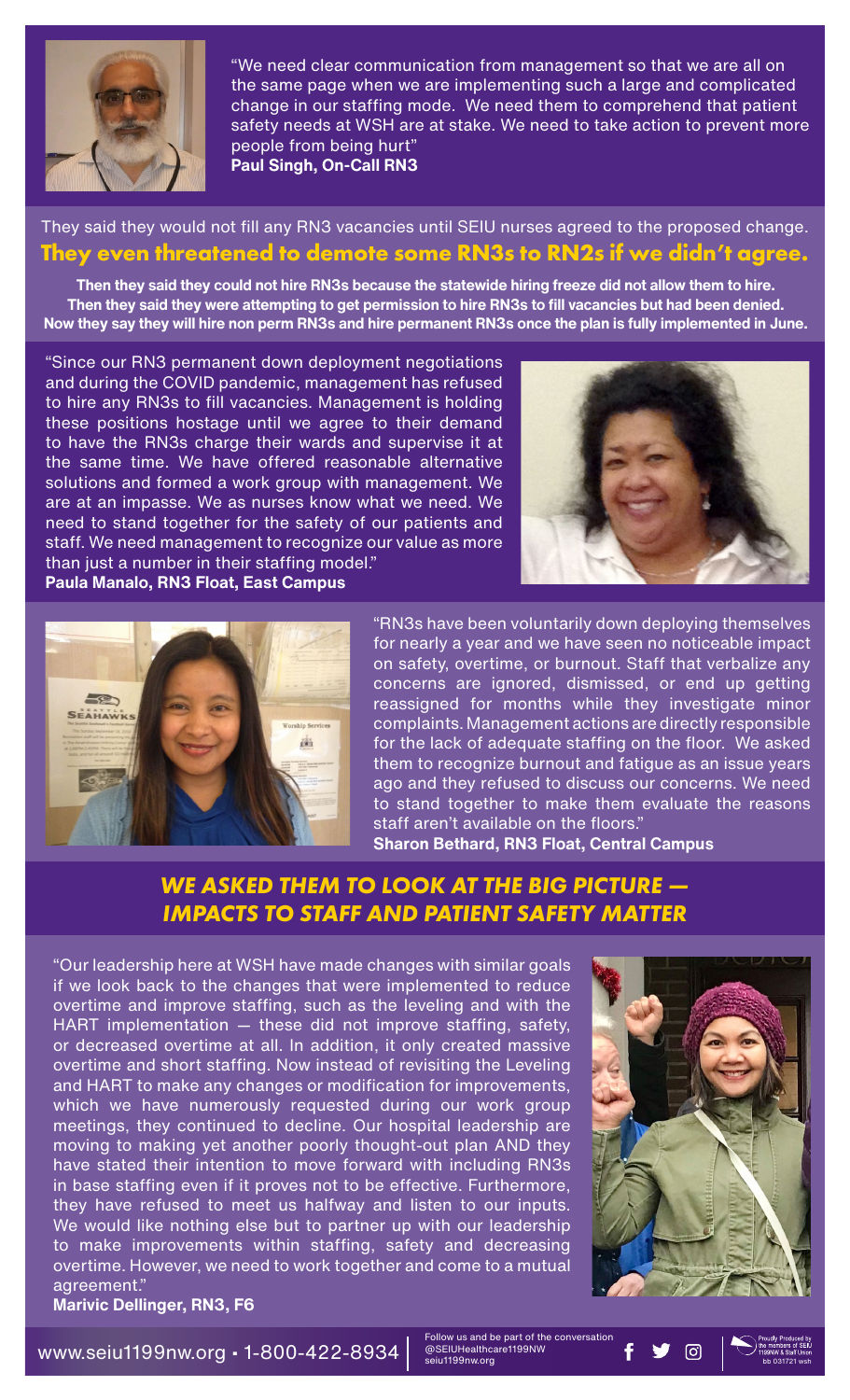"We need clear communication from management so that we are all on the same page when we are implementing such a large and complicated change in our staffing mode. We need them to comprehend that patient safety needs at WSH are at stake. We need to take action to prevent more people from being hurt"
**Paul Singh, On-Call RN3**

They said they would not fill any RN3 vacancies until SEIU nurses agreed to the proposed change.

**They even threatened to demote some RN3s to RN2s if we didn't agree.**

**Then they said they could not hire RN3s because the statewide hiring freeze did not allow them to hire. Then they said they were attempting to get permission to hire RN3s to fill vacancies but had been denied. Now they say they will hire non perm RN3s and hire permanent RN3s once the plan is fully implemented in June.**

"Since our RN3 permanent down deployment negotiations and during the COVID pandemic, management has refused to hire any RN3s to fill vacancies. Management is holding these positions hostage until we agree to their demand to have the RN3s charge their wards and supervise it at the same time. We have offered reasonable alternative solutions and formed a work group with management. We are at an impasse. We as nurses know what we need. We need to stand together for the safety of our patients and staff. We need management to recognize our value as more than just a number in their staffing model."
**Paula Manalo, RN3 Float, East Campus**

"RN3s have been voluntarily down deploying themselves for nearly a year and we have seen no noticeable impact on safety, overtime, or burnout. Staff that verbalize any concerns are ignored, dismissed, or end up getting reassigned for months while they investigate minor complaints. Management actions are directly responsible for the lack of adequate staffing on the floor. We asked them to recognize burnout and fatigue as an issue years ago and they refused to discuss our concerns. We need to stand together to make them evaluate the reasons staff aren't available on the floors."
**Sharon Bethard, RN3 Float, Central Campus**

## *WE ASKED THEM TO LOOK AT THE BIG PICTURE — IMPACTS TO STAFF AND PATIENT SAFETY MATTER*

"Our leadership here at WSH have made changes with similar goals if we look back to the changes that were implemented to reduce overtime and improve staffing, such as the leveling and with the HART implementation — these did not improve staffing, safety, or decreased overtime at all. In addition, it only created massive overtime and short staffing. Now instead of revisiting the Leveling and HART to make any changes or modification for improvements, which we have numerously requested during our work group meetings, they continued to decline. Our hospital leadership are moving to making yet another poorly thought-out plan AND they have stated their intention to move forward with including RN3s in base staffing even if it proves not to be effective. Furthermore, they have refused to meet us halfway and listen to our inputs. We would like nothing else but to partner up with our leadership to make improvements within staffing, safety and decreasing overtime. However, we need to work together and come to a mutual agreement."
**Marivic Dellinger, RN3, F6**

www.seiu1199nw.org • 1-800-422-8934 | Follow us and be part of the conversation @SEIUHealthcare1199NW seiu1199nw.org

Proudly Produced by the members of SEIU 1199NW & Staff Union
bb 031721 wsh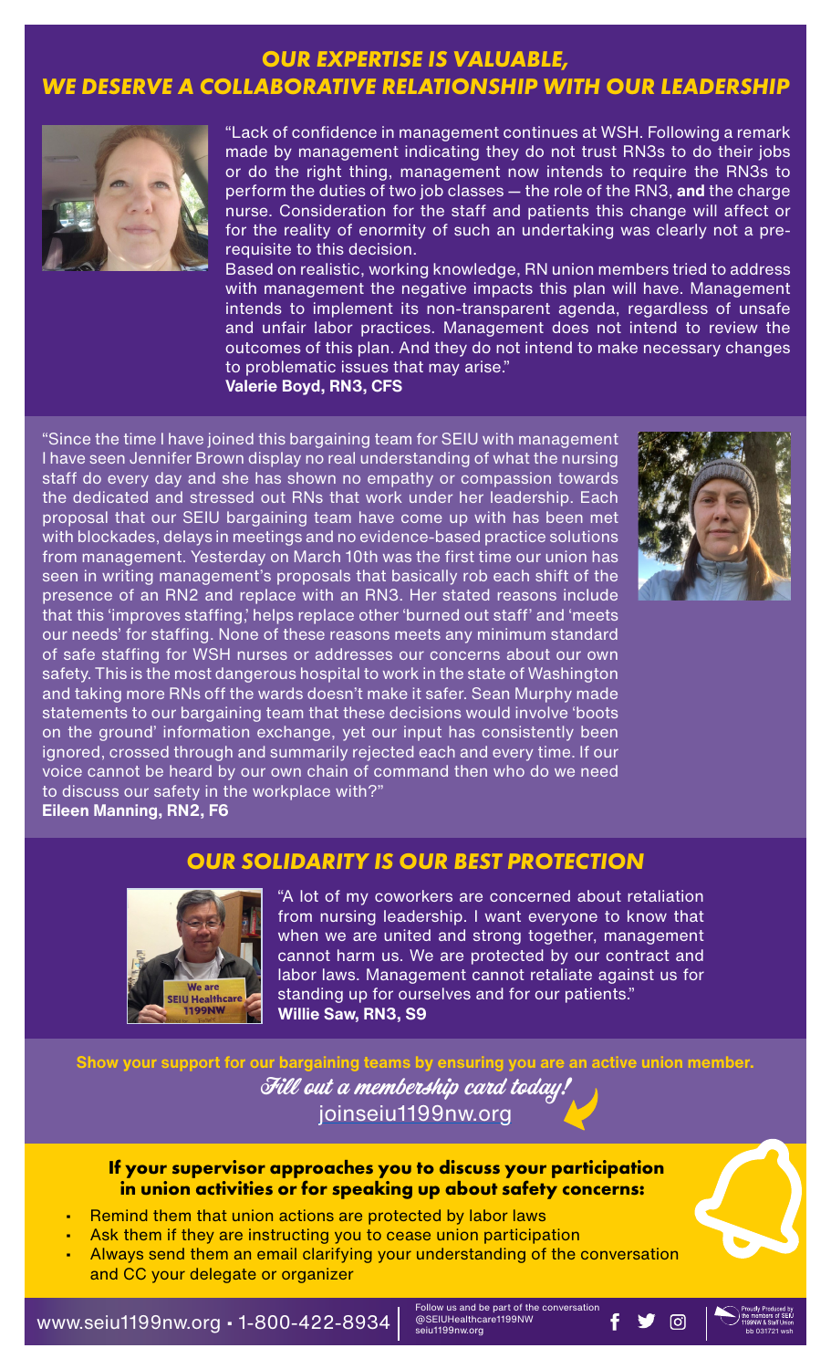## OUR EXPERTISE IS VALUABLE, WE DESERVE A COLLABORATIVE RELATIONSHIP WITH OUR LEADERSHIP

"Lack of confidence in management continues at WSH. Following a remark made by management indicating they do not trust RN3s to do their jobs or do the right thing, management now intends to require the RN3s to perform the duties of two job classes — the role of the RN3, **and** the charge nurse. Consideration for the staff and patients this change will affect or for the reality of enormity of such an undertaking was clearly not a pre-requisite to this decision.

Based on realistic, working knowledge, RN union members tried to address with management the negative impacts this plan will have. Management intends to implement its non-transparent agenda, regardless of unsafe and unfair labor practices. Management does not intend to review the outcomes of this plan. And they do not intend to make necessary changes to problematic issues that may arise."

**Valerie Boyd, RN3, CFS**

"Since the time I have joined this bargaining team for SEIU with management I have seen Jennifer Brown display no real understanding of what the nursing staff do every day and she has shown no empathy or compassion towards the dedicated and stressed out RNs that work under her leadership. Each proposal that our SEIU bargaining team have come up with has been met with blockades, delays in meetings and no evidence-based practice solutions from management. Yesterday on March 10th was the first time our union has seen in writing management's proposals that basically rob each shift of the presence of an RN2 and replace with an RN3. Her stated reasons include that this 'improves staffing,' helps replace other 'burned out staff' and 'meets our needs' for staffing. None of these reasons meets any minimum standard of safe staffing for WSH nurses or addresses our concerns about our own safety. This is the most dangerous hospital to work in the state of Washington and taking more RNs off the wards doesn't make it safer. Sean Murphy made statements to our bargaining team that these decisions would involve 'boots on the ground' information exchange, yet our input has consistently been ignored, crossed through and summarily rejected each and every time. If our voice cannot be heard by our own chain of command then who do we need to discuss our safety in the workplace with?"

**Eileen Manning, RN2, F6**

## OUR SOLIDARITY IS OUR BEST PROTECTION

"A lot of my coworkers are concerned about retaliation from nursing leadership. I want everyone to know that when we are united and strong together, management cannot harm us. We are protected by our contract and labor laws. Management cannot retaliate against us for standing up for ourselves and for our patients."

**Willie Saw, RN3, S9**

**Show your support for our bargaining teams by ensuring you are an active union member.**

*Fill out a membership card today!*

joinseiu1199nw.org

**If your supervisor approaches you to discuss your participation in union activities or for speaking up about safety concerns:**

- Remind them that union actions are protected by labor laws
- Ask them if they are instructing you to cease union participation
- Always send them an email clarifying your understanding of the conversation and CC your delegate or organizer

www.seiu1199nw.org • 1-800-422-8934

Follow us and be part of the conversation
@SEIUHealthcare1199NW
seiu1199nw.org

Proudly Produced by the members of SEIU 1199NW & Staff Union
bb 031721 wsh